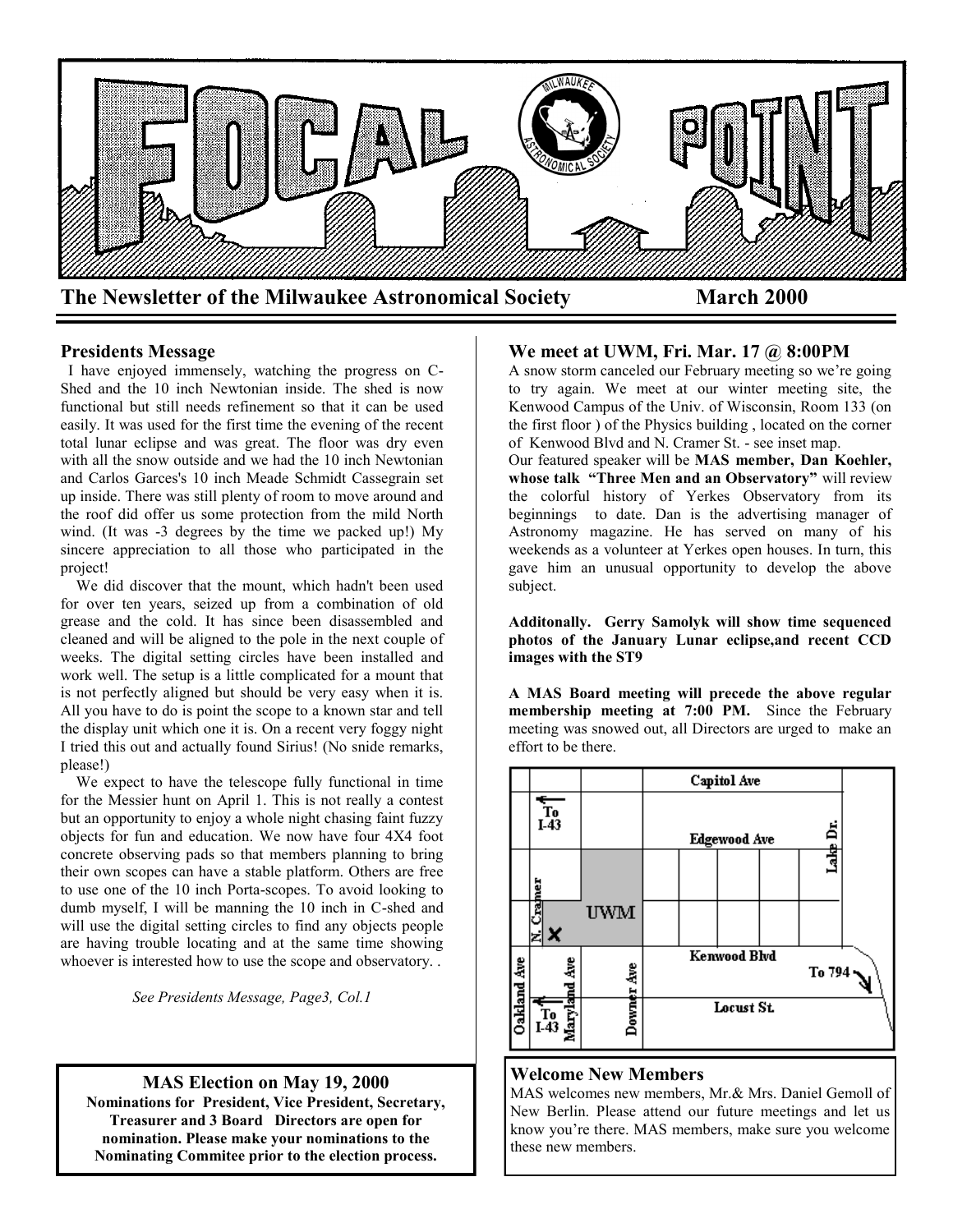# FOCAL POINT

## The Newsletter of the Milwaukee Astronomical Society — March 2000

### Presidents Message

I have enjoyed immensely, watching the progress on C-Shed and the 10 inch Newtonian inside. The shed is now functional but still needs refinement so that it can be used easily. It was used for the first time the evening of the recent total lunar eclipse and was great. The floor was dry even with all the snow outside and we had the 10 inch Newtonian and Carlos Garces's 10 inch Meade Schmidt Cassegrain set up inside. There was still plenty of room to move around and the roof did offer us some protection from the mild North wind. (It was -3 degrees by the time we packed up!) My sincere appreciation to all those who participated in the project!

We did discover that the mount, which hadn't been used for over ten years, seized up from a combination of old grease and the cold. It has since been disassembled and cleaned and will be aligned to the pole in the next couple of weeks. The digital setting circles have been installed and work well. The setup is a little complicated for a mount that is not perfectly aligned but should be very easy when it is. All you have to do is point the scope to a known star and tell the display unit which one it is. On a recent very foggy night I tried this out and actually found Sirius! (No snide remarks, please!)

We expect to have the telescope fully functional in time for the Messier hunt on April 1. This is not really a contest but an opportunity to enjoy a whole night chasing faint fuzzy objects for fun and education. We now have four 4X4 foot concrete observing pads so that members planning to bring their own scopes can have a stable platform. Others are free to use one of the 10 inch Porta-scopes. To avoid looking to dumb myself, I will be manning the 10 inch in C-shed and will use the digital setting circles to find any objects people are having trouble locating and at the same time showing whoever is interested how to use the scope and observatory. .

*See Presidents Message, Page3, Col.1*

### MAS Election on May 19, 2000

**Nominations for President, Vice President, Secretary, Treasurer and 3 Board Directors are open for nomination. Please make your nominations to the Nominating Commitee prior to the election process.**

### We meet at UWM, Fri. Mar. 17 @ 8:00PM

A snow storm canceled our February meeting so we're going to try again. We meet at our winter meeting site, the Kenwood Campus of the Univ. of Wisconsin, Room 133 (on the first floor ) of the Physics building , located on the corner of Kenwood Blvd and N. Cramer St. - see inset map.

Our featured speaker will be **MAS member, Dan Koehler, whose talk "Three Men and an Observatory"** will review the colorful history of Yerkes Observatory from its beginnings to date. Dan is the advertising manager of Astronomy magazine. He has served on many of his weekends as a volunteer at Yerkes open houses. In turn, this gave him an unusual opportunity to develop the above subject.

**Additonally. Gerry Samolyk will show time sequenced photos of the January Lunar eclipse,and recent CCD images with the ST9**

**A MAS Board meeting will precede the above regular membership meeting at 7:00 PM.** Since the February meeting was snowed out, all Directors are urged to make an effort to be there.

Capitol Ave — To I-43 — Edgewood Ave — Lake Dr. — N. Cramer — UWM — X — Kenwood Blvd — To 794 — Oakland Ave — To I-43 — Maryland Ave — Downer Ave — Locust St.

### Welcome New Members

MAS welcomes new members, Mr.& Mrs. Daniel Gemoll of New Berlin. Please attend our future meetings and let us know you're there. MAS members, make sure you welcome these new members.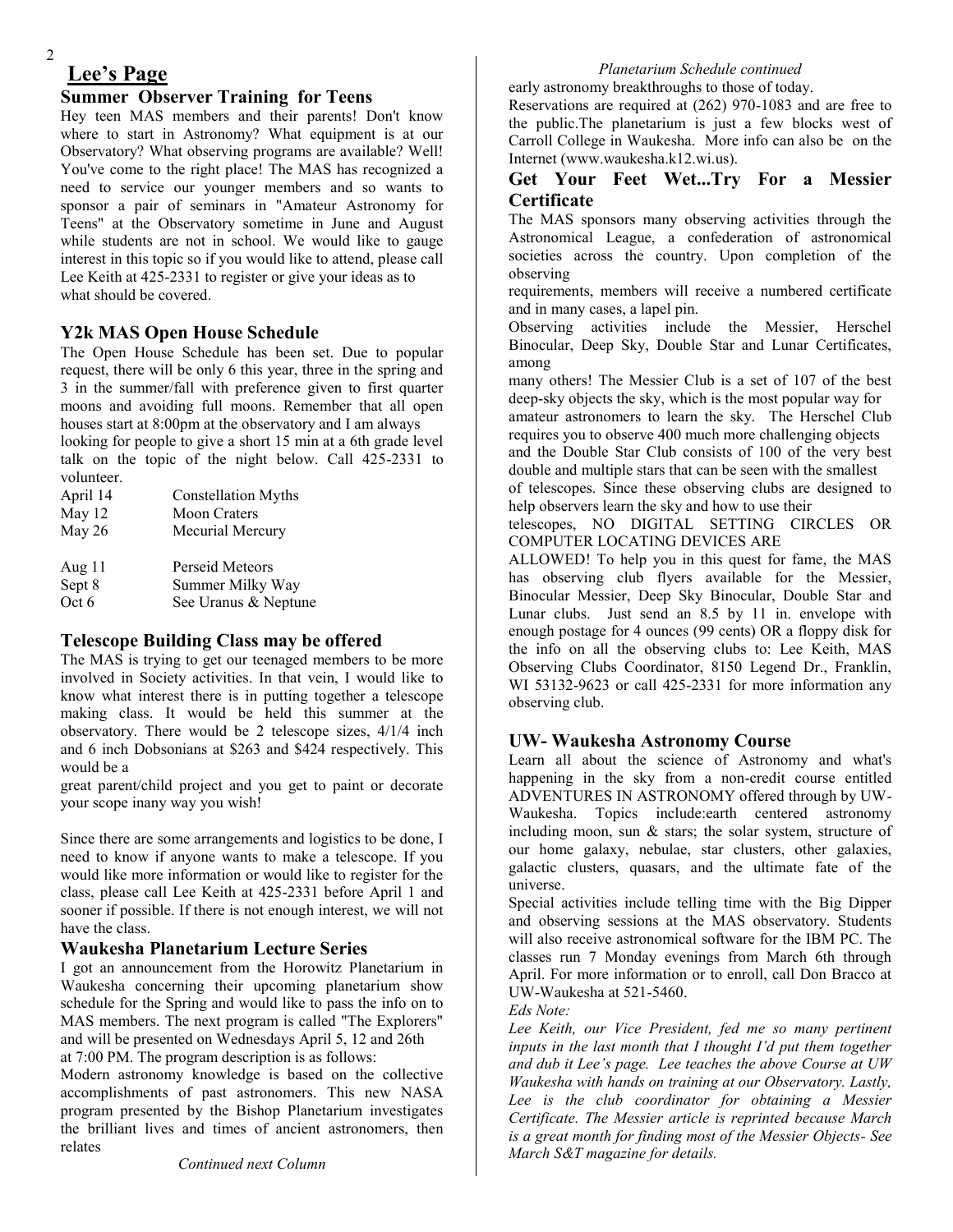# Lee's Page

## Summer Observer Training for Teens

Hey teen MAS members and their parents! Don't know where to start in Astronomy? What equipment is at our Observatory? What observing programs are available? Well! You've come to the right place! The MAS has recognized a need to service our younger members and so wants to sponsor a pair of seminars in "Amateur Astronomy for Teens" at the Observatory sometime in June and August while students are not in school. We would like to gauge interest in this topic so if you would like to attend, please call Lee Keith at 425-2331 to register or give your ideas as to what should be covered.

## Y2k MAS Open House Schedule

The Open House Schedule has been set. Due to popular request, there will be only 6 this year, three in the spring and 3 in the summer/fall with preference given to first quarter moons and avoiding full moons. Remember that all open houses start at 8:00pm at the observatory and I am always looking for people to give a short 15 min at a 6th grade level talk on the topic of the night below. Call 425-2331 to volunteer.

| | |
|---|---|
| April 14 | Constellation Myths |
| May 12 | Moon Craters |
| May 26 | Mecurial Mercury |
| Aug 11 | Perseid Meteors |
| Sept 8 | Summer Milky Way |
| Oct 6 | See Uranus & Neptune |

## Telescope Building Class may be offered

The MAS is trying to get our teenaged members to be more involved in Society activities. In that vein, I would like to know what interest there is in putting together a telescope making class. It would be held this summer at the observatory. There would be 2 telescope sizes, 4/1/4 inch and 6 inch Dobsonians at $263 and $424 respectively. This would be a great parent/child project and you get to paint or decorate your scope inany way you wish!

Since there are some arrangements and logistics to be done, I need to know if anyone wants to make a telescope. If you would like more information or would like to register for the class, please call Lee Keith at 425-2331 before April 1 and sooner if possible. If there is not enough interest, we will not have the class.

## Waukesha Planetarium Lecture Series

I got an announcement from the Horowitz Planetarium in Waukesha concerning their upcoming planetarium show schedule for the Spring and would like to pass the info on to MAS members. The next program is called "The Explorers" and will be presented on Wednesdays April 5, 12 and 26th at 7:00 PM. The program description is as follows:

Modern astronomy knowledge is based on the collective accomplishments of past astronomers. This new NASA program presented by the Bishop Planetarium investigates the brilliant lives and times of ancient astronomers, then relates early astronomy breakthroughs to those of today.

Reservations are required at (262) 970-1083 and are free to the public.The planetarium is just a few blocks west of Carroll College in Waukesha. More info can also be on the Internet (www.waukesha.k12.wi.us).

## Get Your Feet Wet...Try For a Messier Certificate

The MAS sponsors many observing activities through the Astronomical League, a confederation of astronomical societies across the country. Upon completion of the observing requirements, members will receive a numbered certificate and in many cases, a lapel pin.

Observing activities include the Messier, Herschel Binocular, Deep Sky, Double Star and Lunar Certificates, among many others! The Messier Club is a set of 107 of the best deep-sky objects the sky, which is the most popular way for amateur astronomers to learn the sky. The Herschel Club requires you to observe 400 much more challenging objects and the Double Star Club consists of 100 of the very best double and multiple stars that can be seen with the smallest of telescopes. Since these observing clubs are designed to help observers learn the sky and how to use their telescopes, NO DIGITAL SETTING CIRCLES OR COMPUTER LOCATING DEVICES ARE ALLOWED! To help you in this quest for fame, the MAS has observing club flyers available for the Messier, Binocular Messier, Deep Sky Binocular, Double Star and Lunar clubs. Just send an 8.5 by 11 in. envelope with enough postage for 4 ounces (99 cents) OR a floppy disk for the info on all the observing clubs to: Lee Keith, MAS Observing Clubs Coordinator, 8150 Legend Dr., Franklin, WI 53132-9623 or call 425-2331 for more information any observing club.

## UW- Waukesha Astronomy Course

Learn all about the science of Astronomy and what's happening in the sky from a non-credit course entitled ADVENTURES IN ASTRONOMY offered through by UW-Waukesha. Topics include:earth centered astronomy including moon, sun & stars; the solar system, structure of our home galaxy, nebulae, star clusters, other galaxies, galactic clusters, quasars, and the ultimate fate of the universe.

Special activities include telling time with the Big Dipper and observing sessions at the MAS observatory. Students will also receive astronomical software for the IBM PC. The classes run 7 Monday evenings from March 6th through April. For more information or to enroll, call Don Bracco at UW-Waukesha at 521-5460.

*Eds Note:*

*Lee Keith, our Vice President, fed me so many pertinent inputs in the last month that I thought I'd put them together and dub it Lee's page. Lee teaches the above Course at UW Waukesha with hands on training at our Observatory. Lastly, Lee is the club coordinator for obtaining a Messier Certificate. The Messier article is reprinted because March is a great month for finding most of the Messier Objects- See March S&T magazine for details.*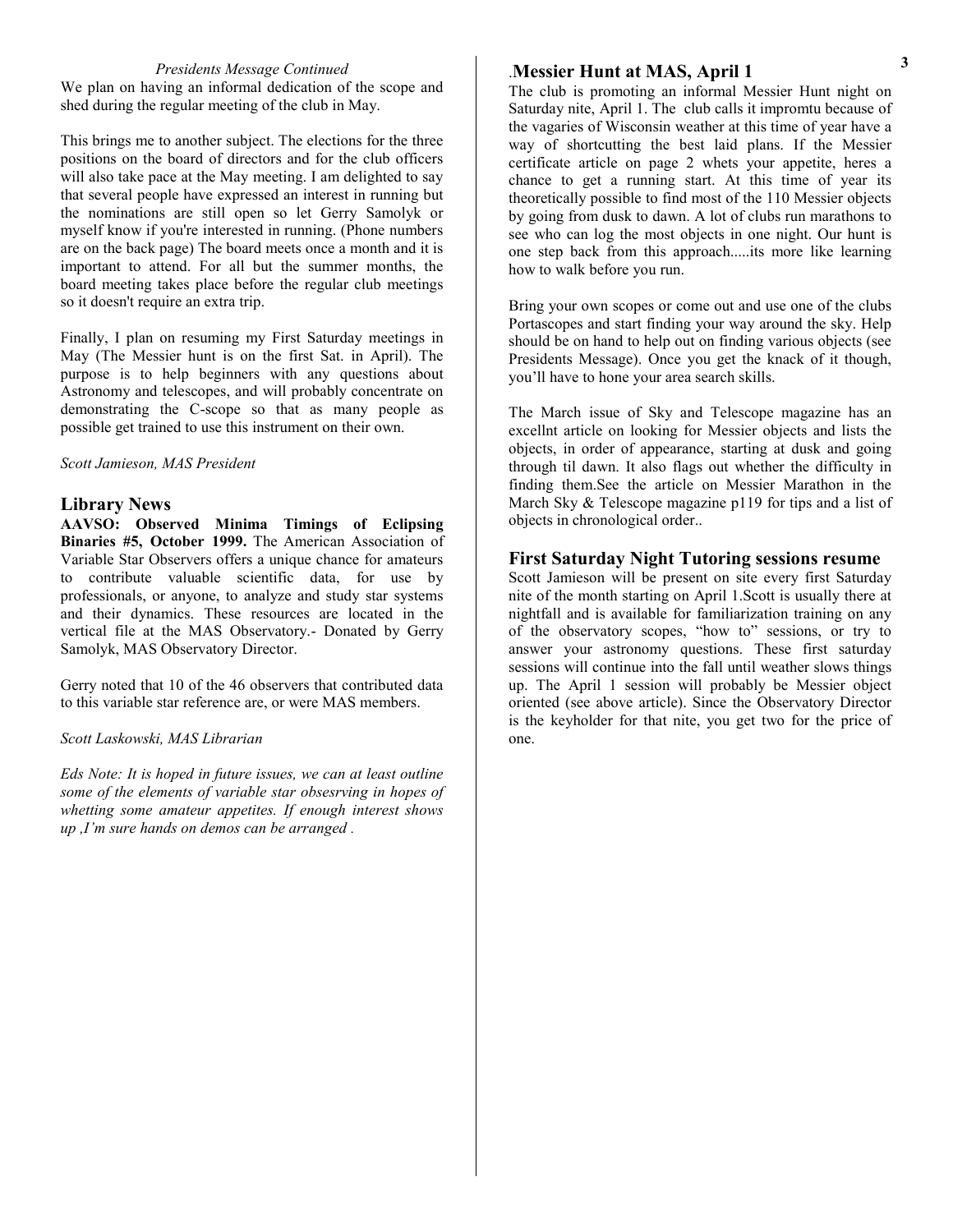*Presidents Message Continued*

We plan on having an informal dedication of the scope and shed during the regular meeting of the club in May.

This brings me to another subject. The elections for the three positions on the board of directors and for the club officers will also take pace at the May meeting. I am delighted to say that several people have expressed an interest in running but the nominations are still open so let Gerry Samolyk or myself know if you're interested in running. (Phone numbers are on the back page) The board meets once a month and it is important to attend. For all but the summer months, the board meeting takes place before the regular club meetings so it doesn't require an extra trip.

Finally, I plan on resuming my First Saturday meetings in May (The Messier hunt is on the first Sat. in April). The purpose is to help beginners with any questions about Astronomy and telescopes, and will probably concentrate on demonstrating the C-scope so that as many people as possible get trained to use this instrument on their own.

*Scott Jamieson, MAS President*

## Library News

**AAVSO: Observed Minima Timings of Eclipsing Binaries #5, October 1999.** The American Association of Variable Star Observers offers a unique chance for amateurs to contribute valuable scientific data, for use by professionals, or anyone, to analyze and study star systems and their dynamics. These resources are located in the vertical file at the MAS Observatory.- Donated by Gerry Samolyk, MAS Observatory Director.

Gerry noted that 10 of the 46 observers that contributed data to this variable star reference are, or were MAS members.

*Scott Laskowski, MAS Librarian*

*Eds Note: It is hoped in future issues, we can at least outline some of the elements of variable star obsesrving in hopes of whetting some amateur appetites. If enough interest shows up ,I'm sure hands on demos can be arranged .*

## .Messier Hunt at MAS, April 1

The club is promoting an informal Messier Hunt night on Saturday nite, April 1. The club calls it impromtu because of the vagaries of Wisconsin weather at this time of year have a way of shortcutting the best laid plans. If the Messier certificate article on page 2 whets your appetite, heres a chance to get a running start. At this time of year its theoretically possible to find most of the 110 Messier objects by going from dusk to dawn. A lot of clubs run marathons to see who can log the most objects in one night. Our hunt is one step back from this approach.....its more like learning how to walk before you run.

Bring your own scopes or come out and use one of the clubs Portascopes and start finding your way around the sky. Help should be on hand to help out on finding various objects (see Presidents Message). Once you get the knack of it though, you'll have to hone your area search skills.

The March issue of Sky and Telescope magazine has an excellnt article on looking for Messier objects and lists the objects, in order of appearance, starting at dusk and going through til dawn. It also flags out whether the difficulty in finding them.See the article on Messier Marathon in the March Sky & Telescope magazine p119 for tips and a list of objects in chronological order..

## First Saturday Night Tutoring sessions resume

Scott Jamieson will be present on site every first Saturday nite of the month starting on April 1.Scott is usually there at nightfall and is available for familiarization training on any of the observatory scopes, "how to" sessions, or try to answer your astronomy questions. These first saturday sessions will continue into the fall until weather slows things up. The April 1 session will probably be Messier object oriented (see above article). Since the Observatory Director is the keyholder for that nite, you get two for the price of one.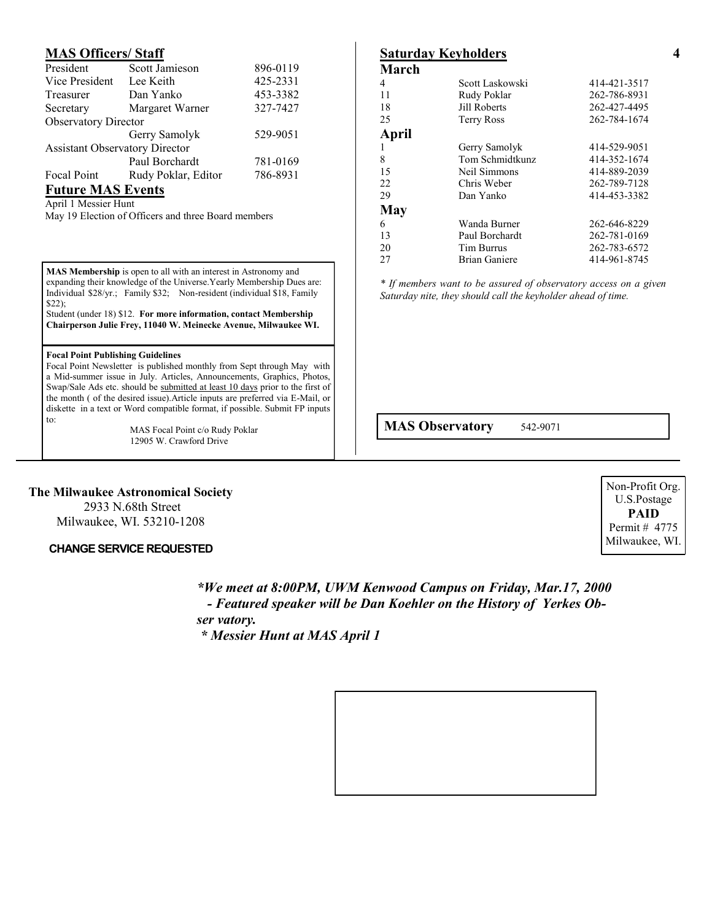## MAS Officers/ Staff

| | | |
|---|---|---|
| President | Scott Jamieson | 896-0119 |
| Vice President | Lee Keith | 425-2331 |
| Treasurer | Dan Yanko | 453-3382 |
| Secretary | Margaret Warner | 327-7427 |
| Observatory Director | | |
| | Gerry Samolyk | 529-9051 |
| Assistant Observatory Director | | |
| | Paul Borchardt | 781-0169 |
| Focal Point | Rudy Poklar, Editor | 786-8931 |

## Future MAS Events

April 1 Messier Hunt

May 19 Election of Officers and three Board members

**MAS Membership** is open to all with an interest in Astronomy and expanding their knowledge of the Universe.Yearly Membership Dues are: Individual $28/yr.; Family $32; Non-resident (individual $18, Family $22);
Student (under 18) $12. **For more information, contact Membership Chairperson Julie Frey, 11040 W. Meinecke Avenue, Milwaukee WI.**

**Focal Point Publishing Guidelines**

Focal Point Newsletter is published monthly from Sept through May with a Mid-summer issue in July. Articles, Announcements, Graphics, Photos, Swap/Sale Ads etc. should be submitted at least 10 days prior to the first of the month ( of the desired issue).Article inputs are preferred via E-Mail, or diskette in a text or Word compatible format, if possible. Submit FP inputs to:

MAS Focal Point c/o Rudy Poklar
12905 W. Crawford Drive

## Saturday Keyholders

| | | |
|---|---|---|
| **March** | | |
| 4 | Scott Laskowski | 414-421-3517 |
| 11 | Rudy Poklar | 262-786-8931 |
| 18 | Jill Roberts | 262-427-4495 |
| 25 | Terry Ross | 262-784-1674 |
| **April** | | |
| 1 | Gerry Samolyk | 414-529-9051 |
| 8 | Tom Schmidtkunz | 414-352-1674 |
| 15 | Neil Simmons | 414-889-2039 |
| 22 | Chris Weber | 262-789-7128 |
| 29 | Dan Yanko | 414-453-3382 |
| **May** | | |
| 6 | Wanda Burner | 262-646-8229 |
| 13 | Paul Borchardt | 262-781-0169 |
| 20 | Tim Burrus | 262-783-6572 |
| 27 | Brian Ganiere | 414-961-8745 |

*\* If members want to be assured of observatory access on a given Saturday nite, they should call the keyholder ahead of time.*

**MAS Observatory** 542-9071

**The Milwaukee Astronomical Society**
2933 N.68th Street
Milwaukee, WI. 53210-1208

**CHANGE SERVICE REQUESTED**

Non-Profit Org.
U.S.Postage
**PAID**
Permit # 4775
Milwaukee, WI.

***We meet at 8:00PM, UWM Kenwood Campus on Friday, Mar.17, 2000***
***- Featured speaker will be Dan Koehler on the History of Yerkes Observatory.***
***\* Messier Hunt at MAS April 1***